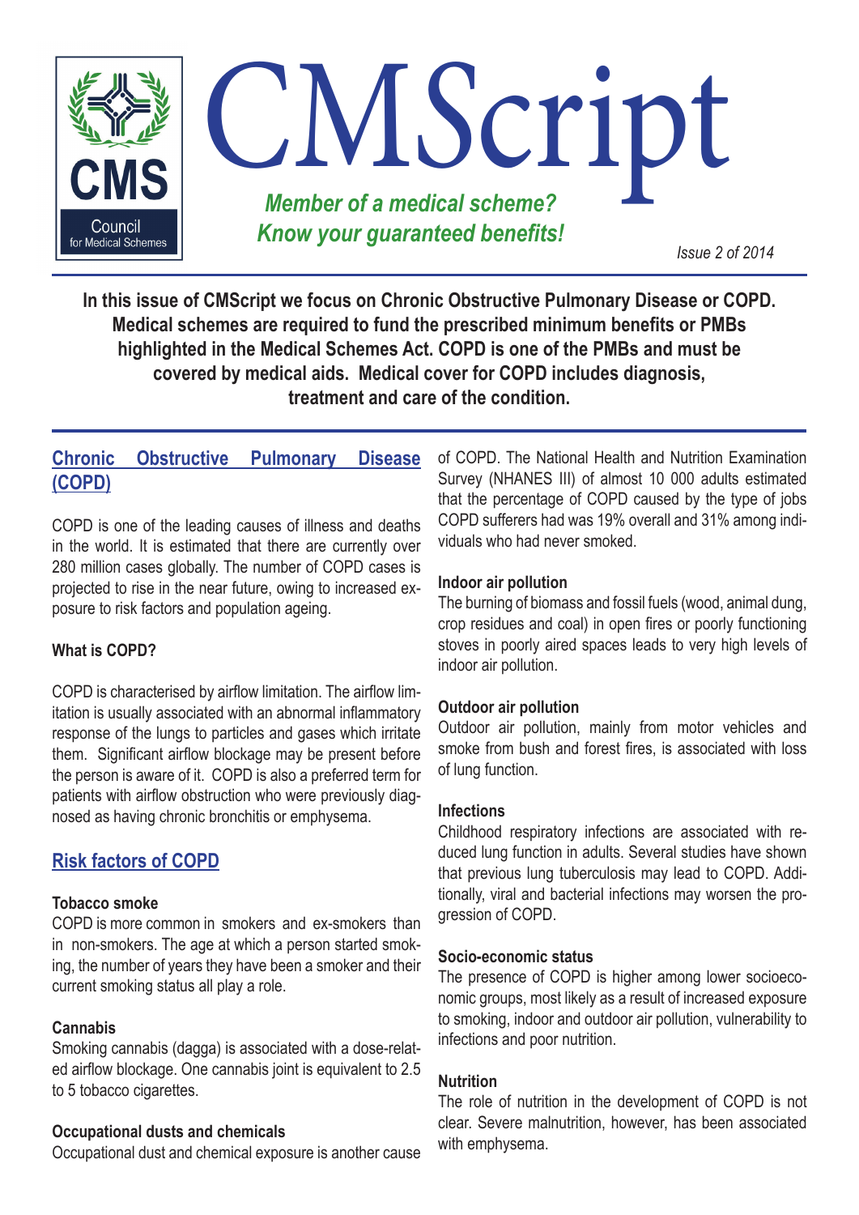# CMScript

CMS Council for Medical Schemes

***Member of a medical scheme? Know your guaranteed benefits!***

*Issue 2 of 2014*

**In this issue of CMScript we focus on Chronic Obstructive Pulmonary Disease or COPD. Medical schemes are required to fund the prescribed minimum benefits or PMBs highlighted in the Medical Schemes Act. COPD is one of the PMBs and must be covered by medical aids. Medical cover for COPD includes diagnosis, treatment and care of the condition.**

## Chronic Obstructive Pulmonary Disease (COPD)

COPD is one of the leading causes of illness and deaths in the world. It is estimated that there are currently over 280 million cases globally. The number of COPD cases is projected to rise in the near future, owing to increased exposure to risk factors and population ageing.

### What is COPD?

COPD is characterised by airflow limitation. The airflow limitation is usually associated with an abnormal inflammatory response of the lungs to particles and gases which irritate them. Significant airflow blockage may be present before the person is aware of it. COPD is also a preferred term for patients with airflow obstruction who were previously diagnosed as having chronic bronchitis or emphysema.

## Risk factors of COPD

### Tobacco smoke

COPD is more common in smokers and ex-smokers than in non-smokers. The age at which a person started smoking, the number of years they have been a smoker and their current smoking status all play a role.

### Cannabis

Smoking cannabis (dagga) is associated with a dose-related airflow blockage. One cannabis joint is equivalent to 2.5 to 5 tobacco cigarettes.

### Occupational dusts and chemicals

Occupational dust and chemical exposure is another cause of COPD. The National Health and Nutrition Examination Survey (NHANES III) of almost 10 000 adults estimated that the percentage of COPD caused by the type of jobs COPD sufferers had was 19% overall and 31% among individuals who had never smoked.

### Indoor air pollution

The burning of biomass and fossil fuels (wood, animal dung, crop residues and coal) in open fires or poorly functioning stoves in poorly aired spaces leads to very high levels of indoor air pollution.

### Outdoor air pollution

Outdoor air pollution, mainly from motor vehicles and smoke from bush and forest fires, is associated with loss of lung function.

### Infections

Childhood respiratory infections are associated with reduced lung function in adults. Several studies have shown that previous lung tuberculosis may lead to COPD. Additionally, viral and bacterial infections may worsen the progression of COPD.

### Socio-economic status

The presence of COPD is higher among lower socioeconomic groups, most likely as a result of increased exposure to smoking, indoor and outdoor air pollution, vulnerability to infections and poor nutrition.

### Nutrition

The role of nutrition in the development of COPD is not clear. Severe malnutrition, however, has been associated with emphysema.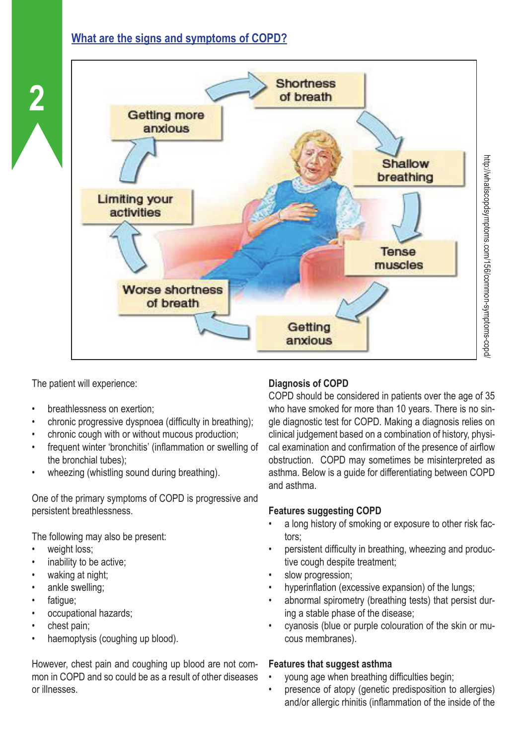## What are the signs and symptoms of COPD?

Shortness of breath → Shallow breathing → Tense muscles → Getting anxious → Worse shortness of breath → Limiting your activities → Getting more anxious →

http://whatiscopdsymptoms.com/156/common-symptoms-copd/

The patient will experience:

- breathlessness on exertion;
- chronic progressive dyspnoea (difficulty in breathing);
- chronic cough with or without mucous production;
- frequent winter 'bronchitis' (inflammation or swelling of the bronchial tubes);
- wheezing (whistling sound during breathing).

One of the primary symptoms of COPD is progressive and persistent breathlessness.

The following may also be present:

- weight loss;
- inability to be active;
- waking at night;
- ankle swelling;
- fatigue;
- occupational hazards;
- chest pain;
- haemoptysis (coughing up blood).

However, chest pain and coughing up blood are not common in COPD and so could be as a result of other diseases or illnesses.

**Diagnosis of COPD**

COPD should be considered in patients over the age of 35 who have smoked for more than 10 years. There is no single diagnostic test for COPD. Making a diagnosis relies on clinical judgement based on a combination of history, physical examination and confirmation of the presence of airflow obstruction. COPD may sometimes be misinterpreted as asthma. Below is a guide for differentiating between COPD and asthma.

**Features suggesting COPD**

- a long history of smoking or exposure to other risk factors;
- persistent difficulty in breathing, wheezing and productive cough despite treatment;
- slow progression;
- hyperinflation (excessive expansion) of the lungs;
- abnormal spirometry (breathing tests) that persist during a stable phase of the disease;
- cyanosis (blue or purple colouration of the skin or mucous membranes).

**Features that suggest asthma**

- young age when breathing difficulties begin;
- presence of atopy (genetic predisposition to allergies) and/or allergic rhinitis (inflammation of the inside of the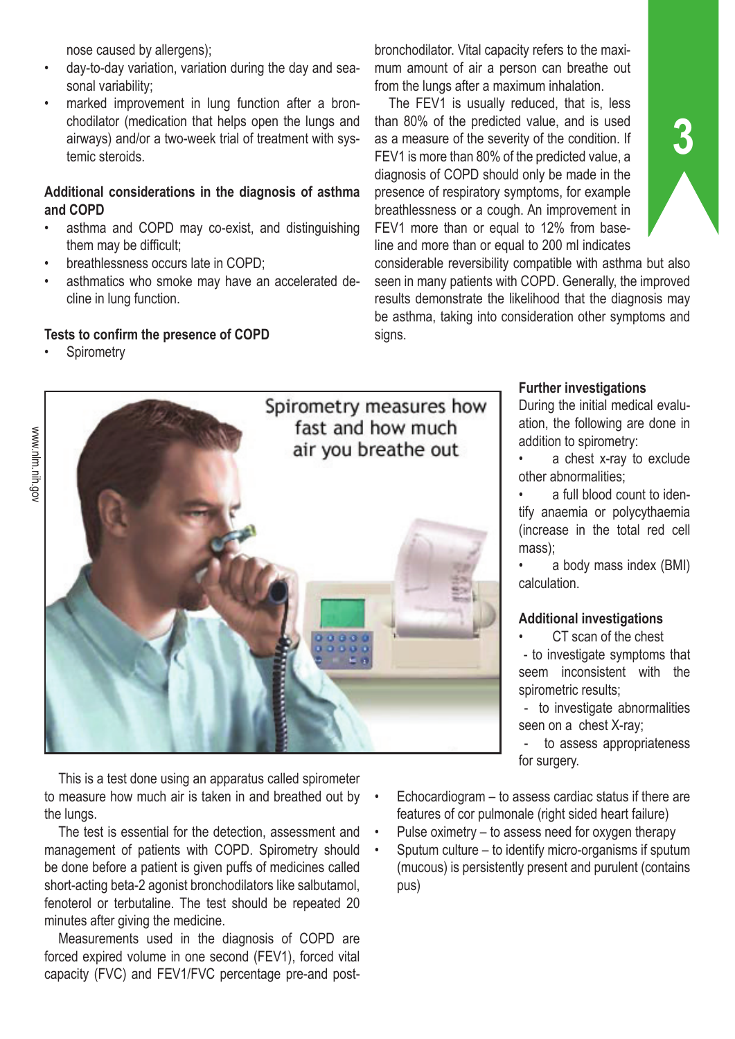nose caused by allergens);

- day-to-day variation, variation during the day and seasonal variability;
- marked improvement in lung function after a bronchodilator (medication that helps open the lungs and airways) and/or a two-week trial of treatment with systemic steroids.

**Additional considerations in the diagnosis of asthma and COPD**

- asthma and COPD may co-exist, and distinguishing them may be difficult;
- breathlessness occurs late in COPD;
- asthmatics who smoke may have an accelerated decline in lung function.

**Tests to confirm the presence of COPD**

- Spirometry

This is a test done using an apparatus called spirometer to measure how much air is taken in and breathed out by the lungs.

The test is essential for the detection, assessment and management of patients with COPD. Spirometry should be done before a patient is given puffs of medicines called short-acting beta-2 agonist bronchodilators like salbutamol, fenoterol or terbutaline. The test should be repeated 20 minutes after giving the medicine.

Measurements used in the diagnosis of COPD are forced expired volume in one second (FEV1), forced vital capacity (FVC) and FEV1/FVC percentage pre-and post-bronchodilator. Vital capacity refers to the maximum amount of air a person can breathe out from the lungs after a maximum inhalation.

The FEV1 is usually reduced, that is, less than 80% of the predicted value, and is used as a measure of the severity of the condition. If FEV1 is more than 80% of the predicted value, a diagnosis of COPD should only be made in the presence of respiratory symptoms, for example breathlessness or a cough. An improvement in FEV1 more than or equal to 12% from baseline and more than or equal to 200 ml indicates considerable reversibility compatible with asthma but also seen in many patients with COPD. Generally, the improved results demonstrate the likelihood that the diagnosis may be asthma, taking into consideration other symptoms and signs.

**Further investigations**

During the initial medical evaluation, the following are done in addition to spirometry:

- a chest x-ray to exclude other abnormalities;
- a full blood count to identify anaemia or polycythaemia (increase in the total red cell mass);
- a body mass index (BMI) calculation.

**Additional investigations**

- CT scan of the chest
  - to investigate symptoms that seem inconsistent with the spirometric results;
  - to investigate abnormalities seen on a chest X-ray;
  - to assess appropriateness for surgery.
- Echocardiogram – to assess cardiac status if there are features of cor pulmonale (right sided heart failure)
- Pulse oximetry – to assess need for oxygen therapy
- Sputum culture – to identify micro-organisms if sputum (mucous) is persistently present and purulent (contains pus)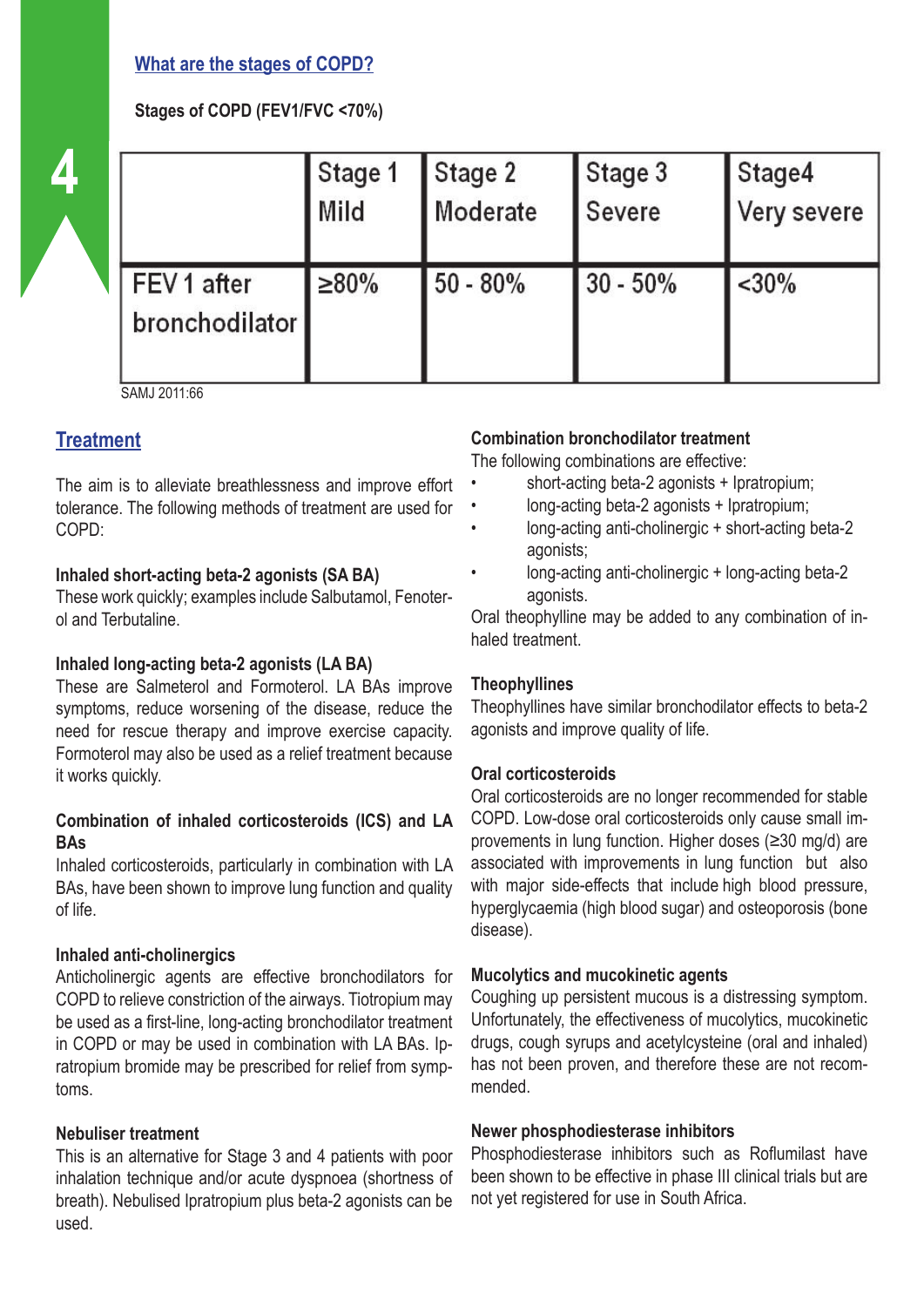## What are the stages of COPD?

**Stages of COPD (FEV1/FVC <70%)**

| | Stage 1 Mild | Stage 2 Moderate | Stage 3 Severe | Stage4 Very severe |
|---|---|---|---|---|
| FEV 1 after bronchodilator | ≥80% | 50 - 80% | 30 - 50% | <30% |

SAMJ 2011:66

## Treatment

The aim is to alleviate breathlessness and improve effort tolerance. The following methods of treatment are used for COPD:

**Inhaled short-acting beta-2 agonists (SA BA)**
These work quickly; examples include Salbutamol, Fenoterol and Terbutaline.

**Inhaled long-acting beta-2 agonists (LA BA)**
These are Salmeterol and Formoterol. LA BAs improve symptoms, reduce worsening of the disease, reduce the need for rescue therapy and improve exercise capacity. Formoterol may also be used as a relief treatment because it works quickly.

**Combination of inhaled corticosteroids (ICS) and LA BAs**
Inhaled corticosteroids, particularly in combination with LA BAs, have been shown to improve lung function and quality of life.

**Inhaled anti-cholinergics**
Anticholinergic agents are effective bronchodilators for COPD to relieve constriction of the airways. Tiotropium may be used as a first-line, long-acting bronchodilator treatment in COPD or may be used in combination with LA BAs. Ipratropium bromide may be prescribed for relief from symptoms.

**Nebuliser treatment**
This is an alternative for Stage 3 and 4 patients with poor inhalation technique and/or acute dyspnoea (shortness of breath). Nebulised Ipratropium plus beta-2 agonists can be used.

**Combination bronchodilator treatment**
The following combinations are effective:

- short-acting beta-2 agonists + Ipratropium;
- long-acting beta-2 agonists + Ipratropium;
- long-acting anti-cholinergic + short-acting beta-2 agonists;
- long-acting anti-cholinergic + long-acting beta-2 agonists.

Oral theophylline may be added to any combination of inhaled treatment.

**Theophyllines**
Theophyllines have similar bronchodilator effects to beta-2 agonists and improve quality of life.

**Oral corticosteroids**
Oral corticosteroids are no longer recommended for stable COPD. Low-dose oral corticosteroids only cause small improvements in lung function. Higher doses (≥30 mg/d) are associated with improvements in lung function but also with major side-effects that include high blood pressure, hyperglycaemia (high blood sugar) and osteoporosis (bone disease).

**Mucolytics and mucokinetic agents**
Coughing up persistent mucous is a distressing symptom. Unfortunately, the effectiveness of mucolytics, mucokinetic drugs, cough syrups and acetylcysteine (oral and inhaled) has not been proven, and therefore these are not recommended.

**Newer phosphodiesterase inhibitors**
Phosphodiesterase inhibitors such as Roflumilast have been shown to be effective in phase III clinical trials but are not yet registered for use in South Africa.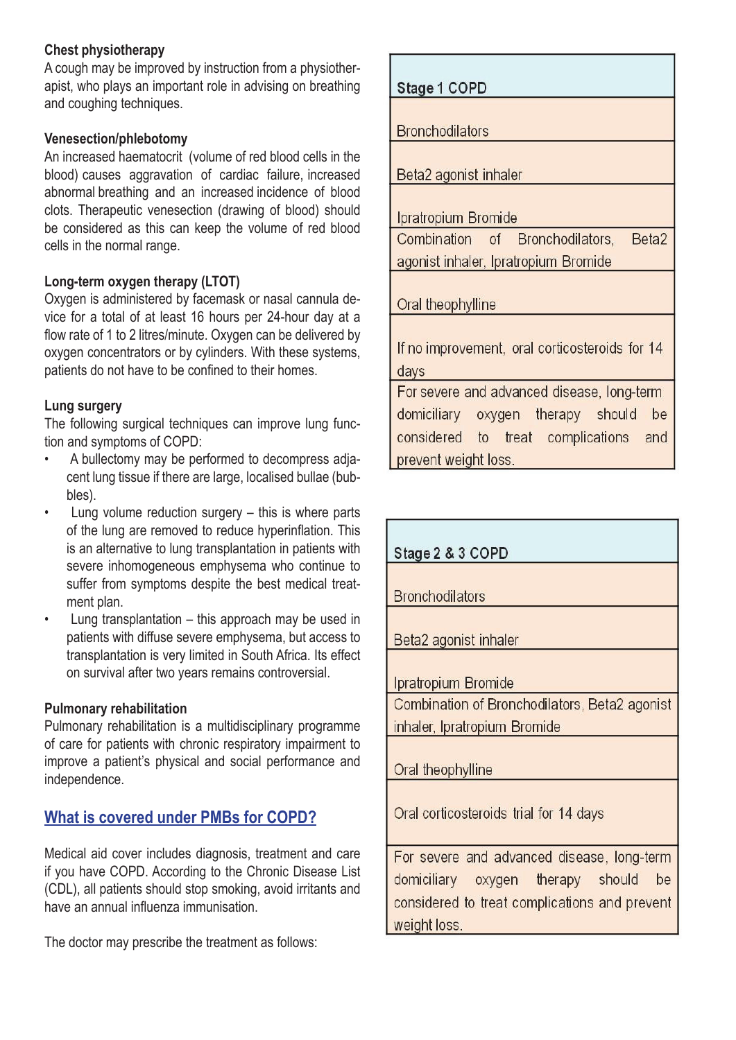### Chest physiotherapy

A cough may be improved by instruction from a physiotherapist, who plays an important role in advising on breathing and coughing techniques.

### Venesection/phlebotomy

An increased haematocrit (volume of red blood cells in the blood) causes aggravation of cardiac failure, increased abnormal breathing and an increased incidence of blood clots. Therapeutic venesection (drawing of blood) should be considered as this can keep the volume of red blood cells in the normal range.

### Long-term oxygen therapy (LTOT)

Oxygen is administered by facemask or nasal cannula device for a total of at least 16 hours per 24-hour day at a flow rate of 1 to 2 litres/minute. Oxygen can be delivered by oxygen concentrators or by cylinders. With these systems, patients do not have to be confined to their homes.

### Lung surgery

The following surgical techniques can improve lung function and symptoms of COPD:

- A bullectomy may be performed to decompress adjacent lung tissue if there are large, localised bullae (bubbles).
- Lung volume reduction surgery – this is where parts of the lung are removed to reduce hyperinflation. This is an alternative to lung transplantation in patients with severe inhomogeneous emphysema who continue to suffer from symptoms despite the best medical treatment plan.
- Lung transplantation – this approach may be used in patients with diffuse severe emphysema, but access to transplantation is very limited in South Africa. Its effect on survival after two years remains controversial.

### Pulmonary rehabilitation

Pulmonary rehabilitation is a multidisciplinary programme of care for patients with chronic respiratory impairment to improve a patient's physical and social performance and independence.

## What is covered under PMBs for COPD?

Medical aid cover includes diagnosis, treatment and care if you have COPD. According to the Chronic Disease List (CDL), all patients should stop smoking, avoid irritants and have an annual influenza immunisation.

The doctor may prescribe the treatment as follows:

| Stage 1 COPD |
|---|
| Bronchodilators |
| Beta2 agonist inhaler |
| Ipratropium Bromide |
| Combination of Bronchodilators, Beta2 agonist inhaler, Ipratropium Bromide |
| Oral theophylline |
| If no improvement, oral corticosteroids for 14 days |
| For severe and advanced disease, long-term domiciliary oxygen therapy should be considered to treat complications and prevent weight loss. |

| Stage 2 & 3 COPD |
|---|
| Bronchodilators |
| Beta2 agonist inhaler |
| Ipratropium Bromide |
| Combination of Bronchodilators, Beta2 agonist inhaler, Ipratropium Bromide |
| Oral theophylline |
| Oral corticosteroids trial for 14 days |
| For severe and advanced disease, long-term domiciliary oxygen therapy should be considered to treat complications and prevent weight loss. |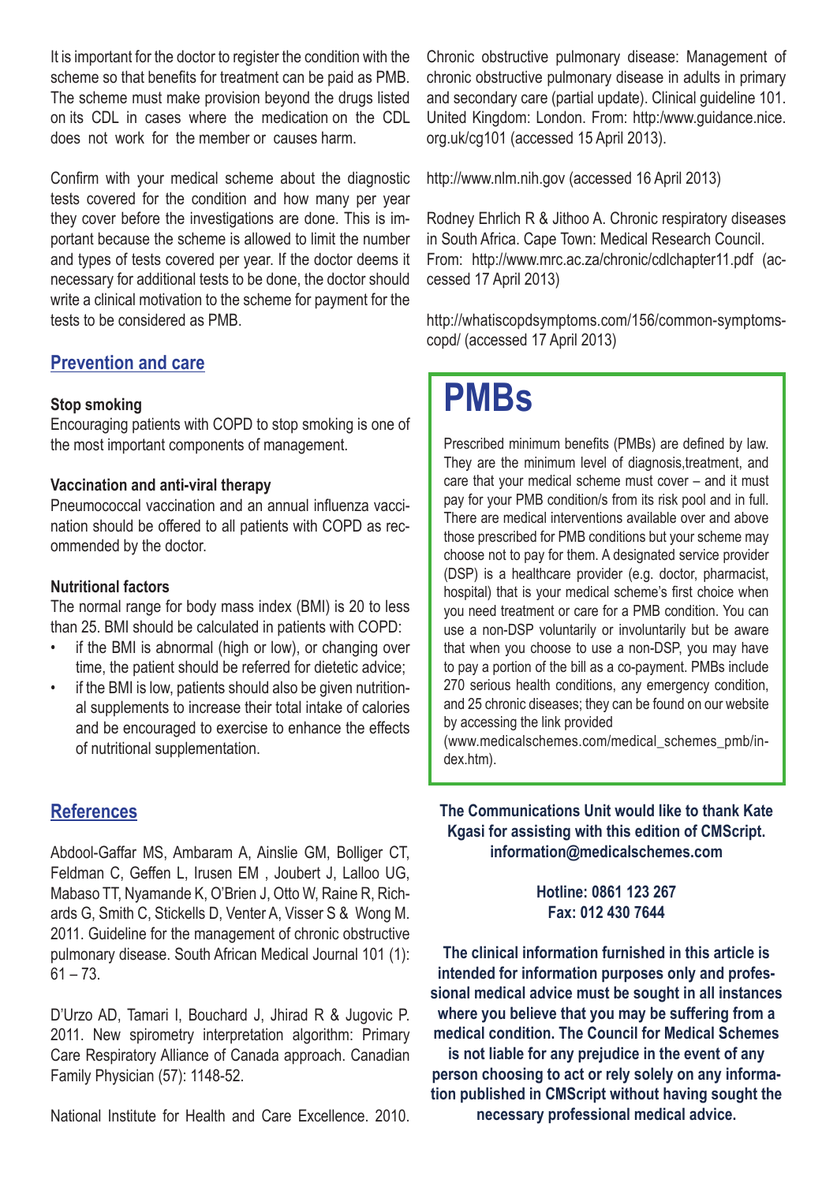It is important for the doctor to register the condition with the scheme so that benefits for treatment can be paid as PMB. The scheme must make provision beyond the drugs listed on its CDL in cases where the medication on the CDL does not work for the member or causes harm.

Confirm with your medical scheme about the diagnostic tests covered for the condition and how many per year they cover before the investigations are done. This is important because the scheme is allowed to limit the number and types of tests covered per year. If the doctor deems it necessary for additional tests to be done, the doctor should write a clinical motivation to the scheme for payment for the tests to be considered as PMB.

## Prevention and care

**Stop smoking**

Encouraging patients with COPD to stop smoking is one of the most important components of management.

**Vaccination and anti-viral therapy**

Pneumococcal vaccination and an annual influenza vaccination should be offered to all patients with COPD as recommended by the doctor.

**Nutritional factors**

The normal range for body mass index (BMI) is 20 to less than 25. BMI should be calculated in patients with COPD:

- if the BMI is abnormal (high or low), or changing over time, the patient should be referred for dietetic advice;
- if the BMI is low, patients should also be given nutritional supplements to increase their total intake of calories and be encouraged to exercise to enhance the effects of nutritional supplementation.

## References

Abdool-Gaffar MS, Ambaram A, Ainslie GM, Bolliger CT, Feldman C, Geffen L, Irusen EM , Joubert J, Lalloo UG, Mabaso TT, Nyamande K, O'Brien J, Otto W, Raine R, Richards G, Smith C, Stickells D, Venter A, Visser S & Wong M. 2011. Guideline for the management of chronic obstructive pulmonary disease. South African Medical Journal 101 (1): 61 – 73.

D'Urzo AD, Tamari I, Bouchard J, Jhirad R & Jugovic P. 2011. New spirometry interpretation algorithm: Primary Care Respiratory Alliance of Canada approach. Canadian Family Physician (57): 1148-52.

National Institute for Health and Care Excellence. 2010. Chronic obstructive pulmonary disease: Management of chronic obstructive pulmonary disease in adults in primary and secondary care (partial update). Clinical guideline 101. United Kingdom: London. From: http:/www.guidance.nice.org.uk/cg101 (accessed 15 April 2013).

http://www.nlm.nih.gov (accessed 16 April 2013)

Rodney Ehrlich R & Jithoo A. Chronic respiratory diseases in South Africa. Cape Town: Medical Research Council. From: http://www.mrc.ac.za/chronic/cdlchapter11.pdf (accessed 17 April 2013)

http://whatiscopdsymptoms.com/156/common-symptoms-copd/ (accessed 17 April 2013)

# PMBs

Prescribed minimum benefits (PMBs) are defined by law. They are the minimum level of diagnosis,treatment, and care that your medical scheme must cover – and it must pay for your PMB condition/s from its risk pool and in full. There are medical interventions available over and above those prescribed for PMB conditions but your scheme may choose not to pay for them. A designated service provider (DSP) is a healthcare provider (e.g. doctor, pharmacist, hospital) that is your medical scheme's first choice when you need treatment or care for a PMB condition. You can use a non-DSP voluntarily or involuntarily but be aware that when you choose to use a non-DSP, you may have to pay a portion of the bill as a co-payment. PMBs include 270 serious health conditions, any emergency condition, and 25 chronic diseases; they can be found on our website by accessing the link provided (www.medicalschemes.com/medical_schemes_pmb/index.htm).

**The Communications Unit would like to thank Kate Kgasi for assisting with this edition of CMScript. information@medicalschemes.com**

**Hotline: 0861 123 267**
**Fax: 012 430 7644**

**The clinical information furnished in this article is intended for information purposes only and professional medical advice must be sought in all instances where you believe that you may be suffering from a medical condition. The Council for Medical Schemes is not liable for any prejudice in the event of any person choosing to act or rely solely on any information published in CMScript without having sought the necessary professional medical advice.**